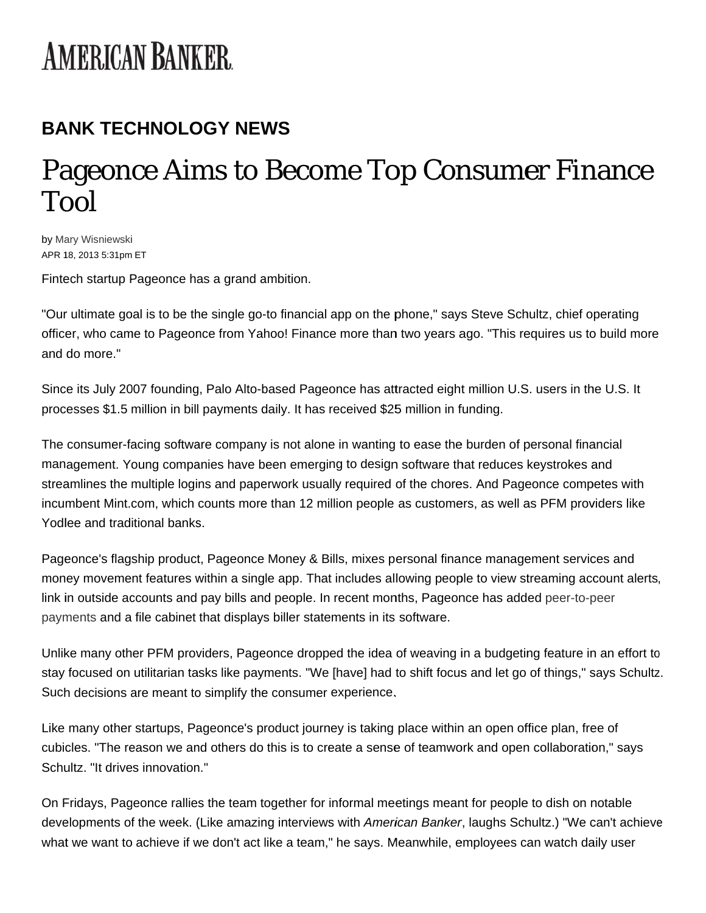AMERICAN BANKER

## BANK TECHNOLOGY NEWS

# Pageonce Aims to Become Top Consumer Finance Tool

by Mary Wisniewski
APR 18, 2013 5:31pm ET

Fintech startup Pageonce has a grand ambition.

"Our ultimate goal is to be the single go-to financial app on the phone," says Steve Schultz, chief operating officer, who came to Pageonce from Yahoo! Finance more than two years ago. "This requires us to build more and do more."

Since its July 2007 founding, Palo Alto-based Pageonce has attracted eight million U.S. users in the U.S. It processes $1.5 million in bill payments daily. It has received $25 million in funding.

The consumer-facing software company is not alone in wanting to ease the burden of personal financial management. Young companies have been emerging to design software that reduces keystrokes and streamlines the multiple logins and paperwork usually required of the chores. And Pageonce competes with incumbent Mint.com, which counts more than 12 million people as customers, as well as PFM providers like Yodlee and traditional banks.

Pageonce's flagship product, Pageonce Money & Bills, mixes personal finance management services and money movement features within a single app. That includes allowing people to view streaming account alerts, link in outside accounts and pay bills and people. In recent months, Pageonce has added peer-to-peer payments and a file cabinet that displays biller statements in its software.

Unlike many other PFM providers, Pageonce dropped the idea of weaving in a budgeting feature in an effort to stay focused on utilitarian tasks like payments. "We [have] had to shift focus and let go of things," says Schultz. Such decisions are meant to simplify the consumer experience.

Like many other startups, Pageonce's product journey is taking place within an open office plan, free of cubicles. "The reason we and others do this is to create a sense of teamwork and open collaboration," says Schultz. "It drives innovation."

On Fridays, Pageonce rallies the team together for informal meetings meant for people to dish on notable developments of the week. (Like amazing interviews with *American Banker*, laughs Schultz.) "We can't achieve what we want to achieve if we don't act like a team," he says. Meanwhile, employees can watch daily user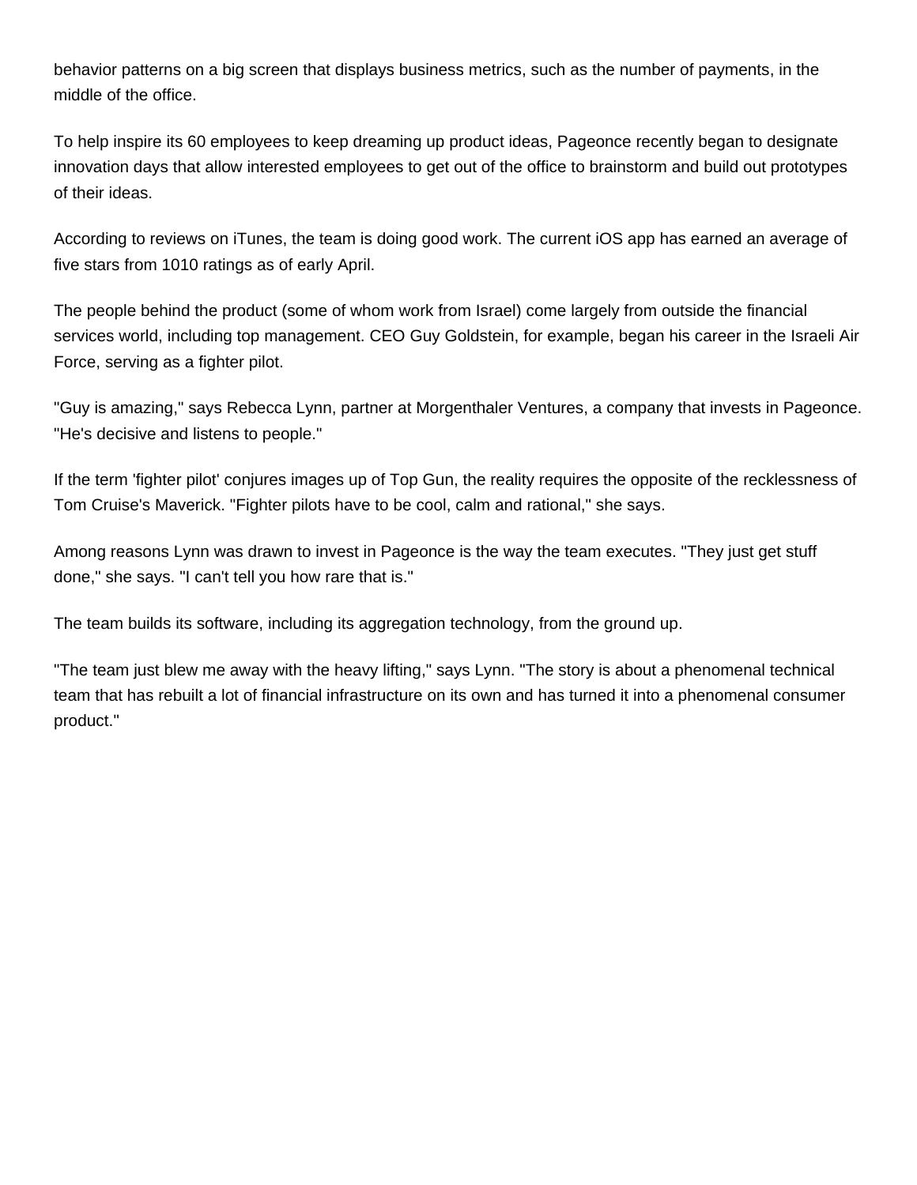behavior patterns on a big screen that displays business metrics, such as the number of payments, in the middle of the office.

To help inspire its 60 employees to keep dreaming up product ideas, Pageonce recently began to designate innovation days that allow interested employees to get out of the office to brainstorm and build out prototypes of their ideas.

According to reviews on iTunes, the team is doing good work. The current iOS app has earned an average of five stars from 1010 ratings as of early April.

The people behind the product (some of whom work from Israel) come largely from outside the financial services world, including top management. CEO Guy Goldstein, for example, began his career in the Israeli Air Force, serving as a fighter pilot.

"Guy is amazing," says Rebecca Lynn, partner at Morgenthaler Ventures, a company that invests in Pageonce. "He's decisive and listens to people."

If the term 'fighter pilot' conjures images up of Top Gun, the reality requires the opposite of the recklessness of Tom Cruise's Maverick. "Fighter pilots have to be cool, calm and rational," she says.

Among reasons Lynn was drawn to invest in Pageonce is the way the team executes. "They just get stuff done," she says. "I can't tell you how rare that is."

The team builds its software, including its aggregation technology, from the ground up.

"The team just blew me away with the heavy lifting," says Lynn. "The story is about a phenomenal technical team that has rebuilt a lot of financial infrastructure on its own and has turned it into a phenomenal consumer product."